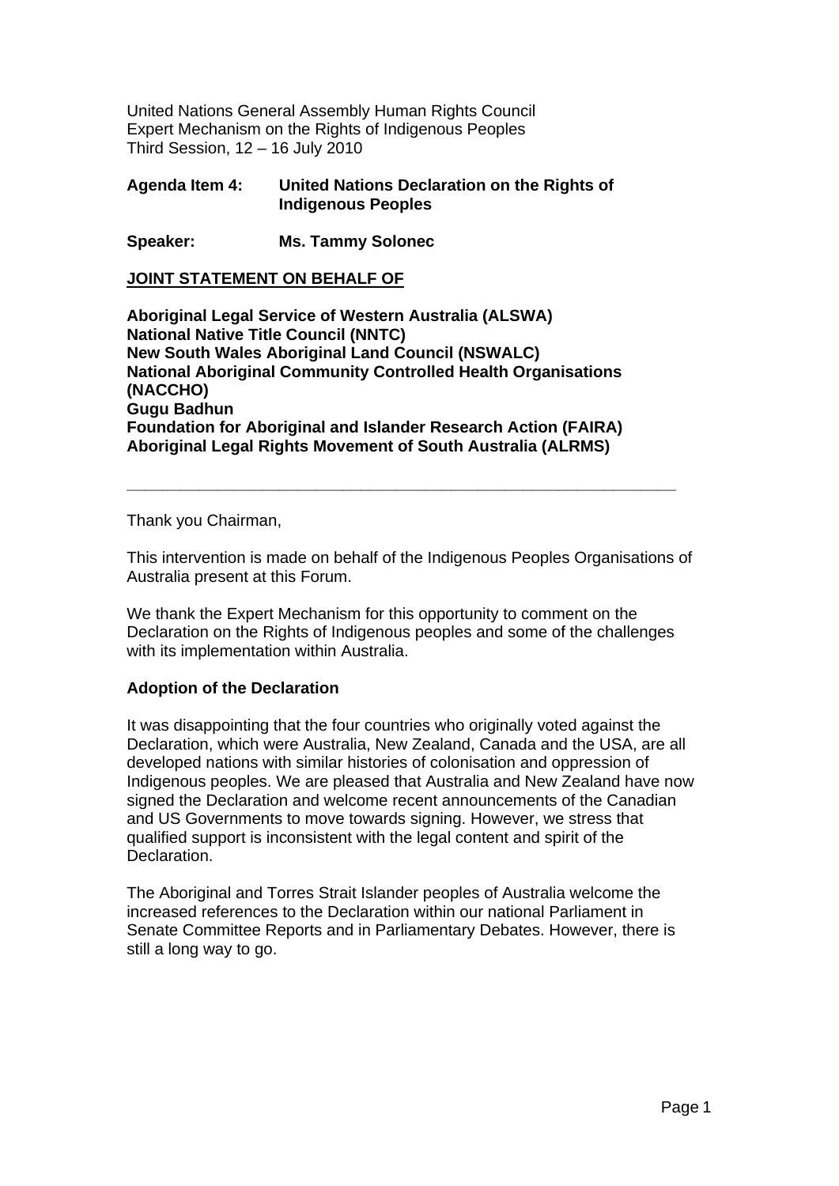United Nations General Assembly Human Rights Council
Expert Mechanism on the Rights of Indigenous Peoples
Third Session, 12 – 16 July 2010

**Agenda Item 4:** **United Nations Declaration on the Rights of Indigenous Peoples**

**Speaker:** **Ms. Tammy Solonec**

**JOINT STATEMENT ON BEHALF OF**

**Aboriginal Legal Service of Western Australia (ALSWA)**
**National Native Title Council (NNTC)**
**New South Wales Aboriginal Land Council (NSWALC)**
**National Aboriginal Community Controlled Health Organisations (NACCHO)**
**Gugu Badhun**
**Foundation for Aboriginal and Islander Research Action (FAIRA)**
**Aboriginal Legal Rights Movement of South Australia (ALRMS)**

---

Thank you Chairman,

This intervention is made on behalf of the Indigenous Peoples Organisations of Australia present at this Forum.

We thank the Expert Mechanism for this opportunity to comment on the Declaration on the Rights of Indigenous peoples and some of the challenges with its implementation within Australia.

**Adoption of the Declaration**

It was disappointing that the four countries who originally voted against the Declaration, which were Australia, New Zealand, Canada and the USA, are all developed nations with similar histories of colonisation and oppression of Indigenous peoples. We are pleased that Australia and New Zealand have now signed the Declaration and welcome recent announcements of the Canadian and US Governments to move towards signing. However, we stress that qualified support is inconsistent with the legal content and spirit of the Declaration.

The Aboriginal and Torres Strait Islander peoples of Australia welcome the increased references to the Declaration within our national Parliament in Senate Committee Reports and in Parliamentary Debates. However, there is still a long way to go.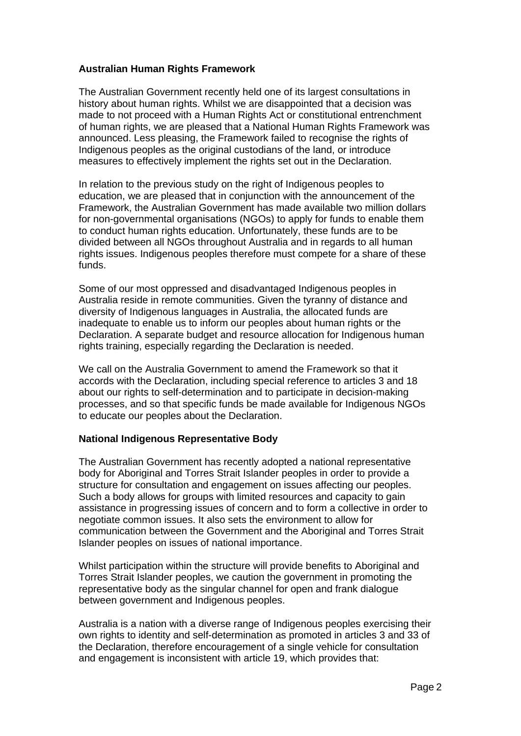**Australian Human Rights Framework**

The Australian Government recently held one of its largest consultations in history about human rights. Whilst we are disappointed that a decision was made to not proceed with a Human Rights Act or constitutional entrenchment of human rights, we are pleased that a National Human Rights Framework was announced. Less pleasing, the Framework failed to recognise the rights of Indigenous peoples as the original custodians of the land, or introduce measures to effectively implement the rights set out in the Declaration.

In relation to the previous study on the right of Indigenous peoples to education, we are pleased that in conjunction with the announcement of the Framework, the Australian Government has made available two million dollars for non-governmental organisations (NGOs) to apply for funds to enable them to conduct human rights education. Unfortunately, these funds are to be divided between all NGOs throughout Australia and in regards to all human rights issues. Indigenous peoples therefore must compete for a share of these funds.

Some of our most oppressed and disadvantaged Indigenous peoples in Australia reside in remote communities. Given the tyranny of distance and diversity of Indigenous languages in Australia, the allocated funds are inadequate to enable us to inform our peoples about human rights or the Declaration. A separate budget and resource allocation for Indigenous human rights training, especially regarding the Declaration is needed.

We call on the Australia Government to amend the Framework so that it accords with the Declaration, including special reference to articles 3 and 18 about our rights to self-determination and to participate in decision-making processes, and so that specific funds be made available for Indigenous NGOs to educate our peoples about the Declaration.

**National Indigenous Representative Body**

The Australian Government has recently adopted a national representative body for Aboriginal and Torres Strait Islander peoples in order to provide a structure for consultation and engagement on issues affecting our peoples. Such a body allows for groups with limited resources and capacity to gain assistance in progressing issues of concern and to form a collective in order to negotiate common issues. It also sets the environment to allow for communication between the Government and the Aboriginal and Torres Strait Islander peoples on issues of national importance.

Whilst participation within the structure will provide benefits to Aboriginal and Torres Strait Islander peoples, we caution the government in promoting the representative body as the singular channel for open and frank dialogue between government and Indigenous peoples.

Australia is a nation with a diverse range of Indigenous peoples exercising their own rights to identity and self-determination as promoted in articles 3 and 33 of the Declaration, therefore encouragement of a single vehicle for consultation and engagement is inconsistent with article 19, which provides that: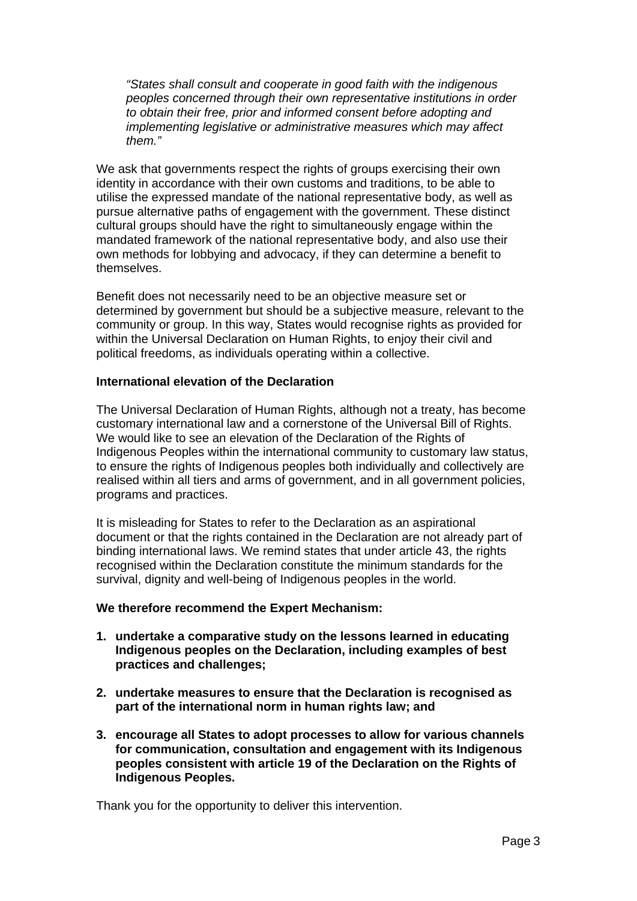*"States shall consult and cooperate in good faith with the indigenous peoples concerned through their own representative institutions in order to obtain their free, prior and informed consent before adopting and implementing legislative or administrative measures which may affect them."*

We ask that governments respect the rights of groups exercising their own identity in accordance with their own customs and traditions, to be able to utilise the expressed mandate of the national representative body, as well as pursue alternative paths of engagement with the government. These distinct cultural groups should have the right to simultaneously engage within the mandated framework of the national representative body, and also use their own methods for lobbying and advocacy, if they can determine a benefit to themselves.

Benefit does not necessarily need to be an objective measure set or determined by government but should be a subjective measure, relevant to the community or group. In this way, States would recognise rights as provided for within the Universal Declaration on Human Rights, to enjoy their civil and political freedoms, as individuals operating within a collective.

**International elevation of the Declaration**

The Universal Declaration of Human Rights, although not a treaty, has become customary international law and a cornerstone of the Universal Bill of Rights. We would like to see an elevation of the Declaration of the Rights of Indigenous Peoples within the international community to customary law status, to ensure the rights of Indigenous peoples both individually and collectively are realised within all tiers and arms of government, and in all government policies, programs and practices.

It is misleading for States to refer to the Declaration as an aspirational document or that the rights contained in the Declaration are not already part of binding international laws. We remind states that under article 43, the rights recognised within the Declaration constitute the minimum standards for the survival, dignity and well-being of Indigenous peoples in the world.

**We therefore recommend the Expert Mechanism:**

1. **undertake a comparative study on the lessons learned in educating Indigenous peoples on the Declaration, including examples of best practices and challenges;**

2. **undertake measures to ensure that the Declaration is recognised as part of the international norm in human rights law; and**

3. **encourage all States to adopt processes to allow for various channels for communication, consultation and engagement with its Indigenous peoples consistent with article 19 of the Declaration on the Rights of Indigenous Peoples.**

Thank you for the opportunity to deliver this intervention.